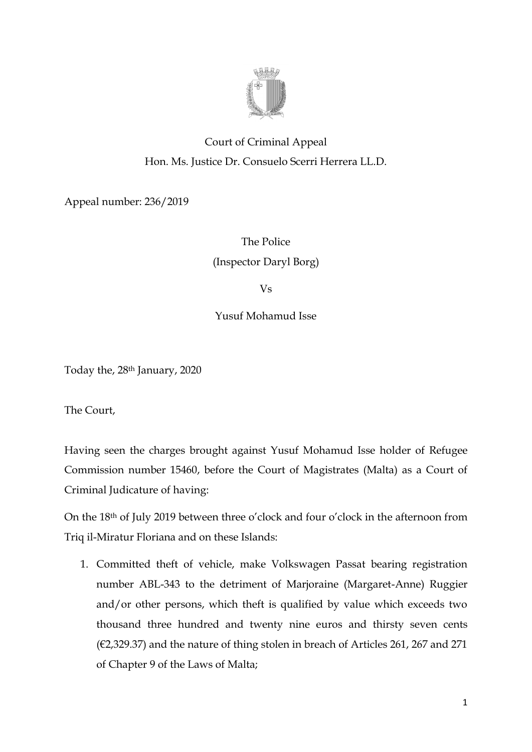Court of Criminal Appeal
Hon. Ms. Justice Dr. Consuelo Scerri Herrera LL.D.

Appeal number: 236/2019

The Police
(Inspector Daryl Borg)

Vs

Yusuf Mohamud Isse

Today the, 28th January, 2020

The Court,

Having seen the charges brought against Yusuf Mohamud Isse holder of Refugee Commission number 15460, before the Court of Magistrates (Malta) as a Court of Criminal Judicature of having:

On the 18th of July 2019 between three o'clock and four o'clock in the afternoon from Triq il-Miratur Floriana and on these Islands:

1. Committed theft of vehicle, make Volkswagen Passat bearing registration number ABL-343 to the detriment of Marjoraine (Margaret-Anne) Ruggier and/or other persons, which theft is qualified by value which exceeds two thousand three hundred and twenty nine euros and thirsty seven cents (€2,329.37) and the nature of thing stolen in breach of Articles 261, 267 and 271 of Chapter 9 of the Laws of Malta;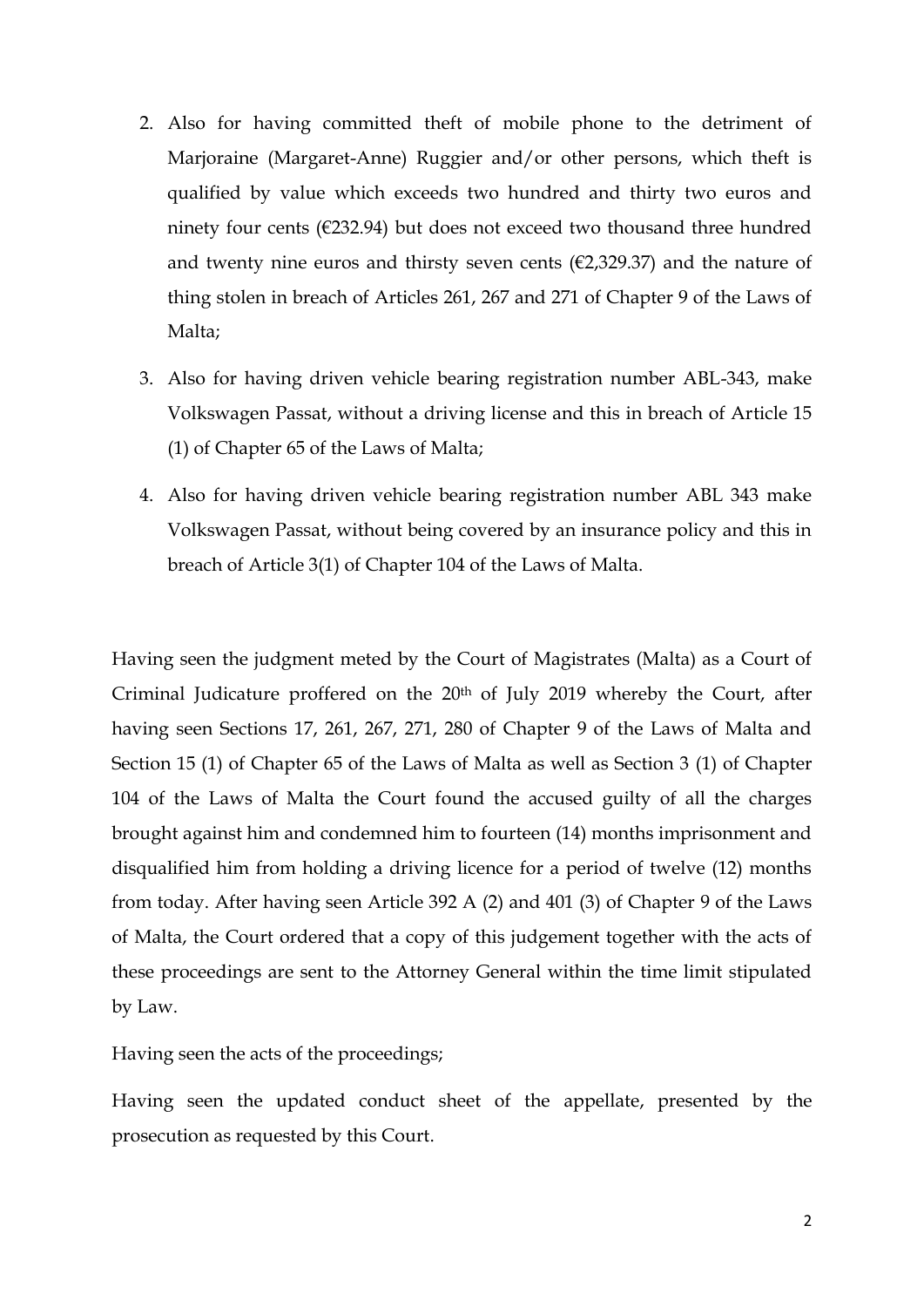2. Also for having committed theft of mobile phone to the detriment of Marjoraine (Margaret-Anne) Ruggier and/or other persons, which theft is qualified by value which exceeds two hundred and thirty two euros and ninety four cents (€232.94) but does not exceed two thousand three hundred and twenty nine euros and thirsty seven cents (€2,329.37) and the nature of thing stolen in breach of Articles 261, 267 and 271 of Chapter 9 of the Laws of Malta;

3. Also for having driven vehicle bearing registration number ABL-343, make Volkswagen Passat, without a driving license and this in breach of Article 15 (1) of Chapter 65 of the Laws of Malta;

4. Also for having driven vehicle bearing registration number ABL 343 make Volkswagen Passat, without being covered by an insurance policy and this in breach of Article 3(1) of Chapter 104 of the Laws of Malta.

Having seen the judgment meted by the Court of Magistrates (Malta) as a Court of Criminal Judicature proffered on the 20th of July 2019 whereby the Court, after having seen Sections 17, 261, 267, 271, 280 of Chapter 9 of the Laws of Malta and Section 15 (1) of Chapter 65 of the Laws of Malta as well as Section 3 (1) of Chapter 104 of the Laws of Malta the Court found the accused guilty of all the charges brought against him and condemned him to fourteen (14) months imprisonment and disqualified him from holding a driving licence for a period of twelve (12) months from today. After having seen Article 392 A (2) and 401 (3) of Chapter 9 of the Laws of Malta, the Court ordered that a copy of this judgement together with the acts of these proceedings are sent to the Attorney General within the time limit stipulated by Law.

Having seen the acts of the proceedings;

Having seen the updated conduct sheet of the appellate, presented by the prosecution as requested by this Court.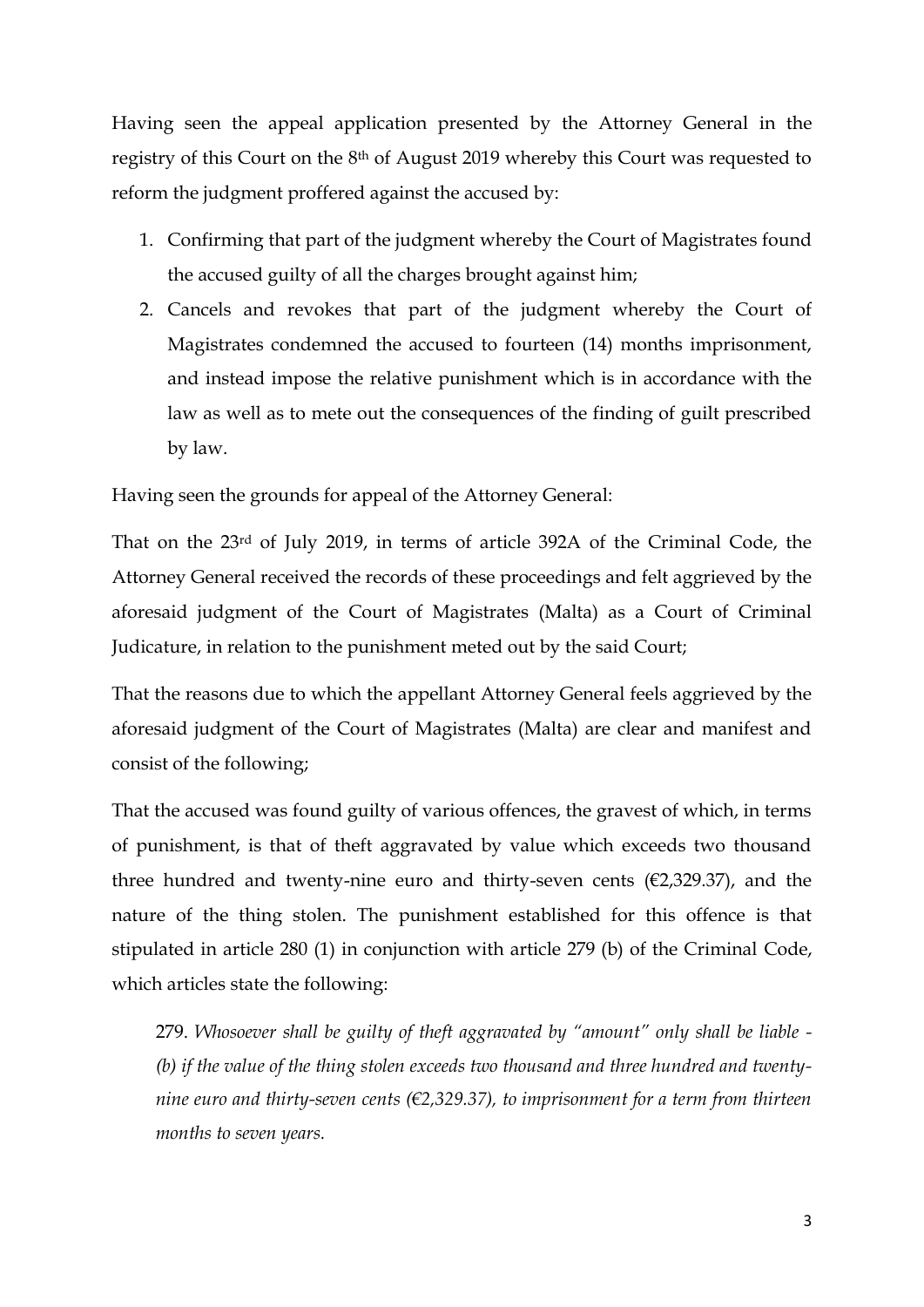Having seen the appeal application presented by the Attorney General in the registry of this Court on the 8th of August 2019 whereby this Court was requested to reform the judgment proffered against the accused by:

1. Confirming that part of the judgment whereby the Court of Magistrates found the accused guilty of all the charges brought against him;
2. Cancels and revokes that part of the judgment whereby the Court of Magistrates condemned the accused to fourteen (14) months imprisonment, and instead impose the relative punishment which is in accordance with the law as well as to mete out the consequences of the finding of guilt prescribed by law.

Having seen the grounds for appeal of the Attorney General:

That on the 23rd of July 2019, in terms of article 392A of the Criminal Code, the Attorney General received the records of these proceedings and felt aggrieved by the aforesaid judgment of the Court of Magistrates (Malta) as a Court of Criminal Judicature, in relation to the punishment meted out by the said Court;

That the reasons due to which the appellant Attorney General feels aggrieved by the aforesaid judgment of the Court of Magistrates (Malta) are clear and manifest and consist of the following;

That the accused was found guilty of various offences, the gravest of which, in terms of punishment, is that of theft aggravated by value which exceeds two thousand three hundred and twenty-nine euro and thirty-seven cents (€2,329.37), and the nature of the thing stolen. The punishment established for this offence is that stipulated in article 280 (1) in conjunction with article 279 (b) of the Criminal Code, which articles state the following:

> 279. *Whosoever shall be guilty of theft aggravated by "amount" only shall be liable - (b) if the value of the thing stolen exceeds two thousand and three hundred and twenty-nine euro and thirty-seven cents (€2,329.37), to imprisonment for a term from thirteen months to seven years.*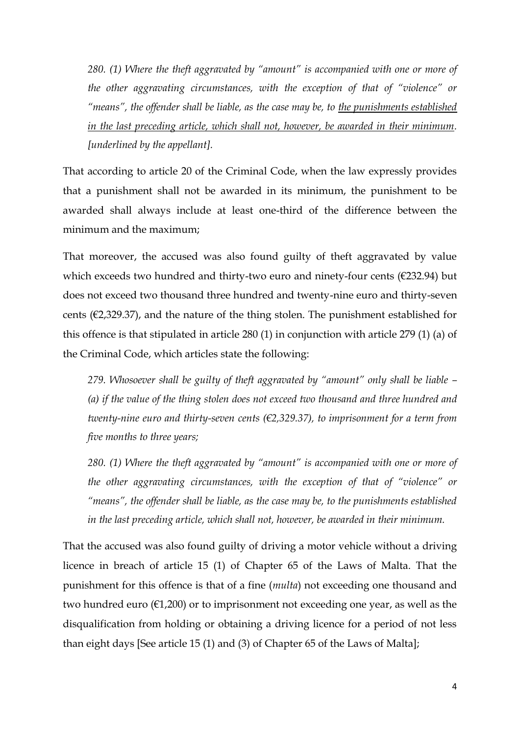> *280. (1) Where the theft aggravated by "amount" is accompanied with one or more of the other aggravating circumstances, with the exception of that of "violence" or "means", the offender shall be liable, as the case may be, to <u>the punishments established in the last preceding article, which shall not, however, be awarded in their minimum</u>. [underlined by the appellant].*

That according to article 20 of the Criminal Code, when the law expressly provides that a punishment shall not be awarded in its minimum, the punishment to be awarded shall always include at least one-third of the difference between the minimum and the maximum;

That moreover, the accused was also found guilty of theft aggravated by value which exceeds two hundred and thirty-two euro and ninety-four cents (€232.94) but does not exceed two thousand three hundred and twenty-nine euro and thirty-seven cents (€2,329.37), and the nature of the thing stolen. The punishment established for this offence is that stipulated in article 280 (1) in conjunction with article 279 (1) (a) of the Criminal Code, which articles state the following:

> *279. Whosoever shall be guilty of theft aggravated by "amount" only shall be liable – (a) if the value of the thing stolen does not exceed two thousand and three hundred and twenty-nine euro and thirty-seven cents (€2,329.37), to imprisonment for a term from five months to three years;*

> *280. (1) Where the theft aggravated by "amount" is accompanied with one or more of the other aggravating circumstances, with the exception of that of "violence" or "means", the offender shall be liable, as the case may be, to the punishments established in the last preceding article, which shall not, however, be awarded in their minimum.*

That the accused was also found guilty of driving a motor vehicle without a driving licence in breach of article 15 (1) of Chapter 65 of the Laws of Malta. That the punishment for this offence is that of a fine (*multa*) not exceeding one thousand and two hundred euro (€1,200) or to imprisonment not exceeding one year, as well as the disqualification from holding or obtaining a driving licence for a period of not less than eight days [See article 15 (1) and (3) of Chapter 65 of the Laws of Malta];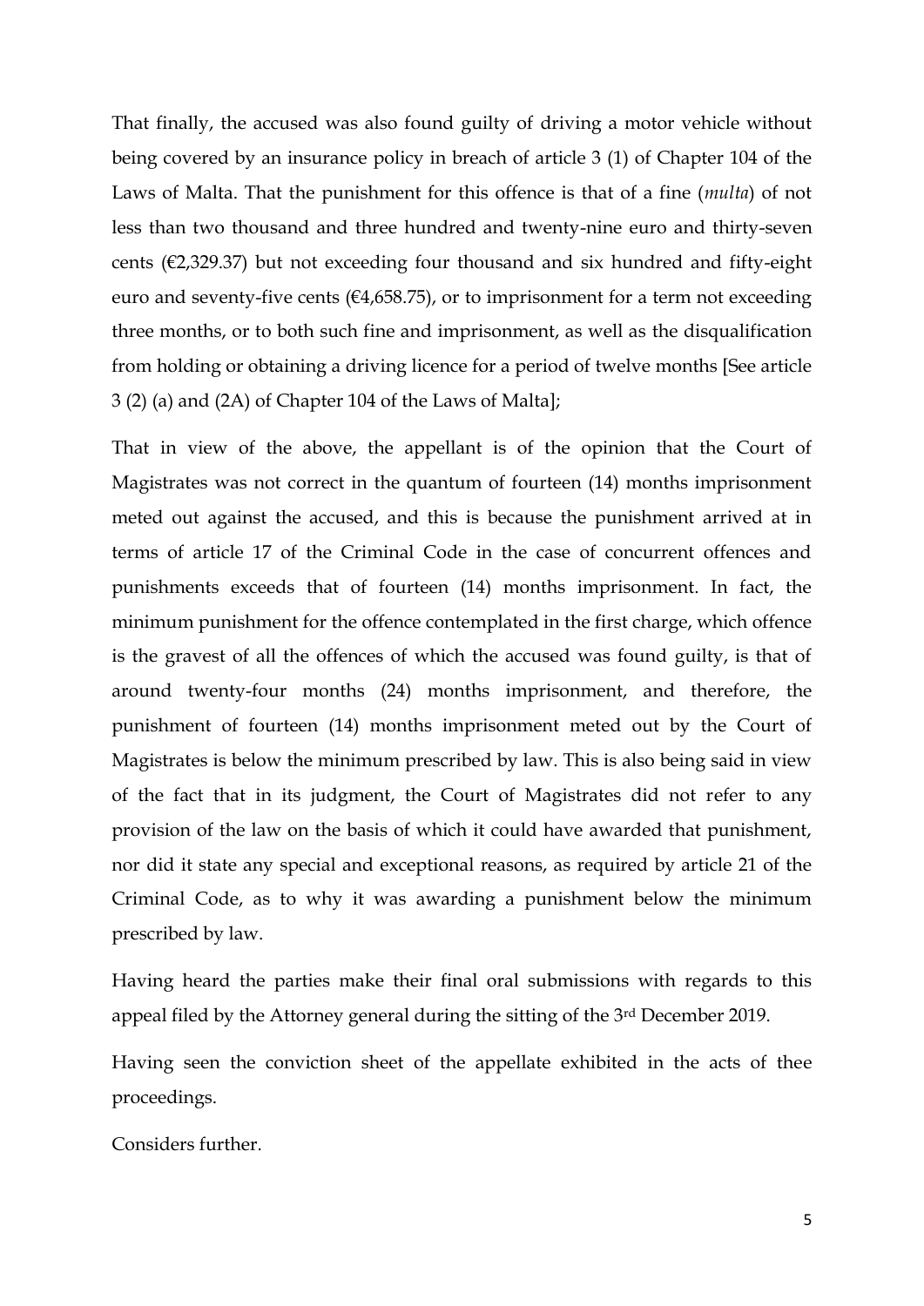That finally, the accused was also found guilty of driving a motor vehicle without being covered by an insurance policy in breach of article 3 (1) of Chapter 104 of the Laws of Malta. That the punishment for this offence is that of a fine (*multa*) of not less than two thousand and three hundred and twenty-nine euro and thirty-seven cents (€2,329.37) but not exceeding four thousand and six hundred and fifty-eight euro and seventy-five cents (€4,658.75), or to imprisonment for a term not exceeding three months, or to both such fine and imprisonment, as well as the disqualification from holding or obtaining a driving licence for a period of twelve months [See article 3 (2) (a) and (2A) of Chapter 104 of the Laws of Malta];

That in view of the above, the appellant is of the opinion that the Court of Magistrates was not correct in the quantum of fourteen (14) months imprisonment meted out against the accused, and this is because the punishment arrived at in terms of article 17 of the Criminal Code in the case of concurrent offences and punishments exceeds that of fourteen (14) months imprisonment. In fact, the minimum punishment for the offence contemplated in the first charge, which offence is the gravest of all the offences of which the accused was found guilty, is that of around twenty-four months (24) months imprisonment, and therefore, the punishment of fourteen (14) months imprisonment meted out by the Court of Magistrates is below the minimum prescribed by law. This is also being said in view of the fact that in its judgment, the Court of Magistrates did not refer to any provision of the law on the basis of which it could have awarded that punishment, nor did it state any special and exceptional reasons, as required by article 21 of the Criminal Code, as to why it was awarding a punishment below the minimum prescribed by law.

Having heard the parties make their final oral submissions with regards to this appeal filed by the Attorney general during the sitting of the 3rd December 2019.

Having seen the conviction sheet of the appellate exhibited in the acts of thee proceedings.

Considers further.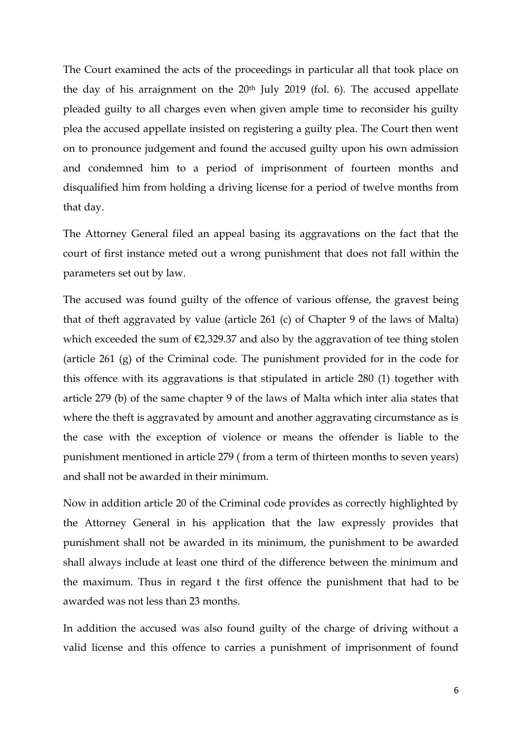The Court examined the acts of the proceedings in particular all that took place on the day of his arraignment on the 20th July 2019 (fol. 6). The accused appellate pleaded guilty to all charges even when given ample time to reconsider his guilty plea the accused appellate insisted on registering a guilty plea. The Court then went on to pronounce judgement and found the accused guilty upon his own admission and condemned him to a period of imprisonment of fourteen months and disqualified him from holding a driving license for a period of twelve months from that day.

The Attorney General filed an appeal basing its aggravations on the fact that the court of first instance meted out a wrong punishment that does not fall within the parameters set out by law.

The accused was found guilty of the offence of various offense, the gravest being that of theft aggravated by value (article 261 (c) of Chapter 9 of the laws of Malta) which exceeded the sum of €2,329.37 and also by the aggravation of tee thing stolen (article 261 (g) of the Criminal code. The punishment provided for in the code for this offence with its aggravations is that stipulated in article 280 (1) together with article 279 (b) of the same chapter 9 of the laws of Malta which inter alia states that where the theft is aggravated by amount and another aggravating circumstance as is the case with the exception of violence or means the offender is liable to the punishment mentioned in article 279 ( from a term of thirteen months to seven years) and shall not be awarded in their minimum.

Now in addition article 20 of the Criminal code provides as correctly highlighted by the Attorney General in his application that the law expressly provides that punishment shall not be awarded in its minimum, the punishment to be awarded shall always include at least one third of the difference between the minimum and the maximum. Thus in regard t the first offence the punishment that had to be awarded was not less than 23 months.

In addition the accused was also found guilty of the charge of driving without a valid license and this offence to carries a punishment of imprisonment of found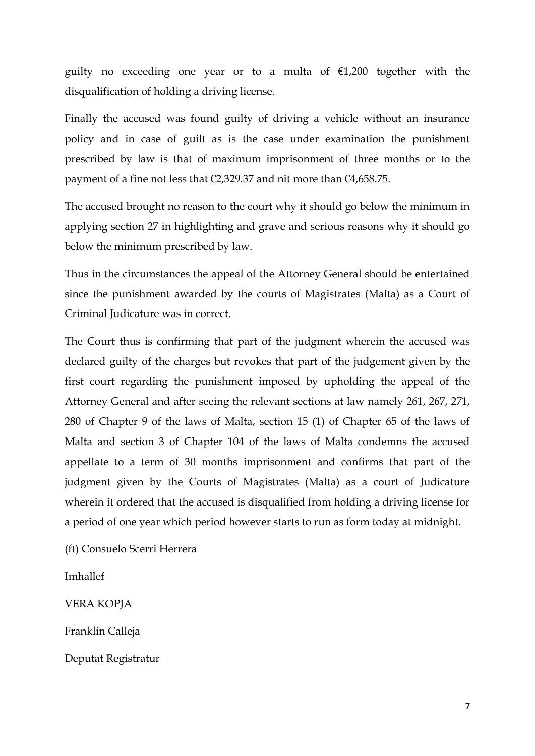guilty no exceeding one year or to a multa of €1,200 together with the disqualification of holding a driving license.

Finally the accused was found guilty of driving a vehicle without an insurance policy and in case of guilt as is the case under examination the punishment prescribed by law is that of maximum imprisonment of three months or to the payment of a fine not less that €2,329.37 and nit more than €4,658.75.

The accused brought no reason to the court why it should go below the minimum in applying section 27 in highlighting and grave and serious reasons why it should go below the minimum prescribed by law.

Thus in the circumstances the appeal of the Attorney General should be entertained since the punishment awarded by the courts of Magistrates (Malta) as a Court of Criminal Judicature was in correct.

The Court thus is confirming that part of the judgment wherein the accused was declared guilty of the charges but revokes that part of the judgement given by the first court regarding the punishment imposed by upholding the appeal of the Attorney General and after seeing the relevant sections at law namely 261, 267, 271, 280 of Chapter 9 of the laws of Malta, section 15 (1) of Chapter 65 of the laws of Malta and section 3 of Chapter 104 of the laws of Malta condemns the accused appellate to a term of 30 months imprisonment and confirms that part of the judgment given by the Courts of Magistrates (Malta) as a court of Judicature wherein it ordered that the accused is disqualified from holding a driving license for a period of one year which period however starts to run as form today at midnight.

(ft) Consuelo Scerri Herrera

Imhallef

VERA KOPJA

Franklin Calleja

Deputat Registratur